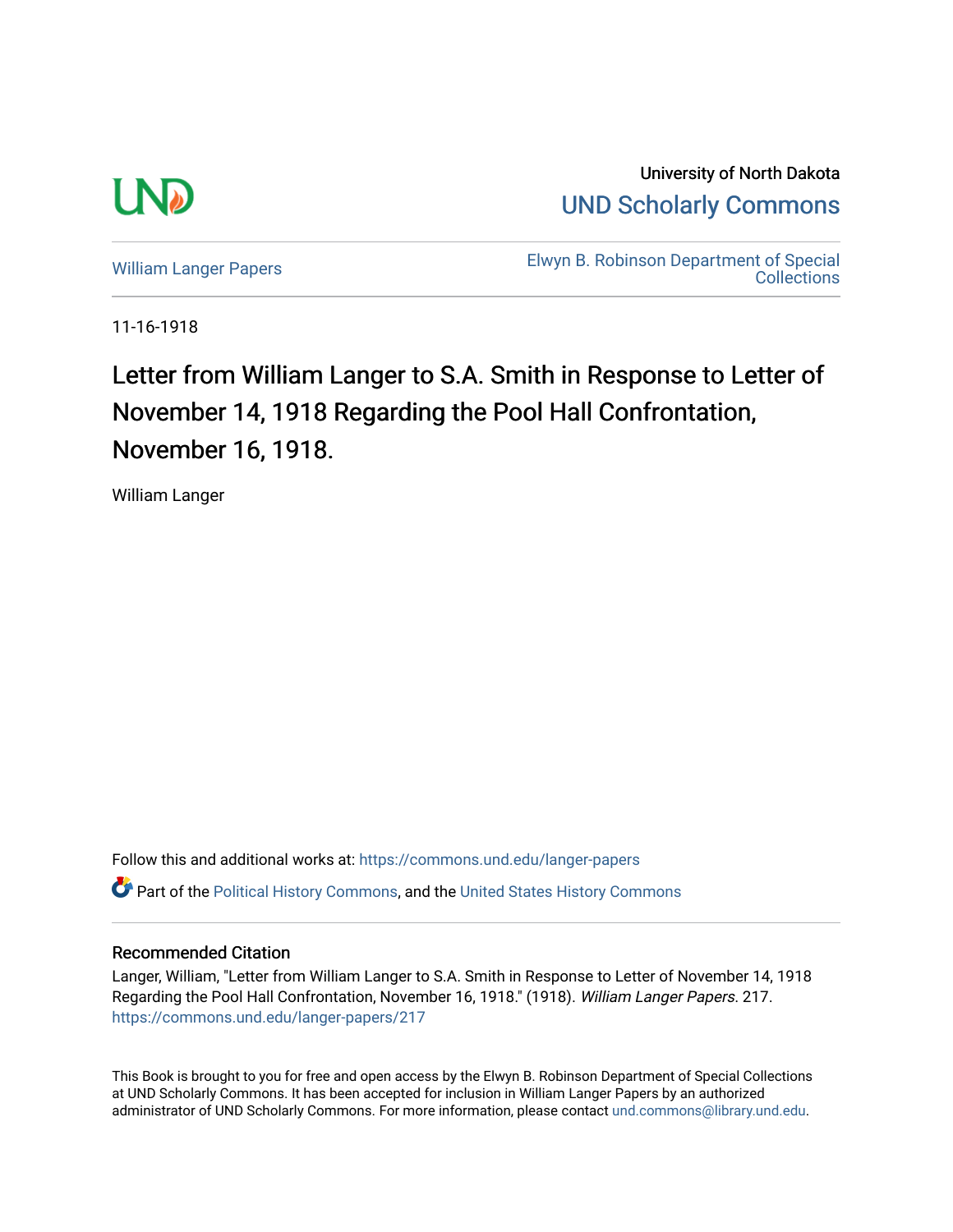University of North Dakota

UND Scholarly Commons

William Langer Papers

Elwyn B. Robinson Department of Special Collections

11-16-1918

# Letter from William Langer to S.A. Smith in Response to Letter of November 14, 1918 Regarding the Pool Hall Confrontation, November 16, 1918.

William Langer

Follow this and additional works at: https://commons.und.edu/langer-papers

Part of the Political History Commons, and the United States History Commons

## Recommended Citation

Langer, William, "Letter from William Langer to S.A. Smith in Response to Letter of November 14, 1918 Regarding the Pool Hall Confrontation, November 16, 1918." (1918). *William Langer Papers*. 217. https://commons.und.edu/langer-papers/217

This Book is brought to you for free and open access by the Elwyn B. Robinson Department of Special Collections at UND Scholarly Commons. It has been accepted for inclusion in William Langer Papers by an authorized administrator of UND Scholarly Commons. For more information, please contact und.commons@library.und.edu.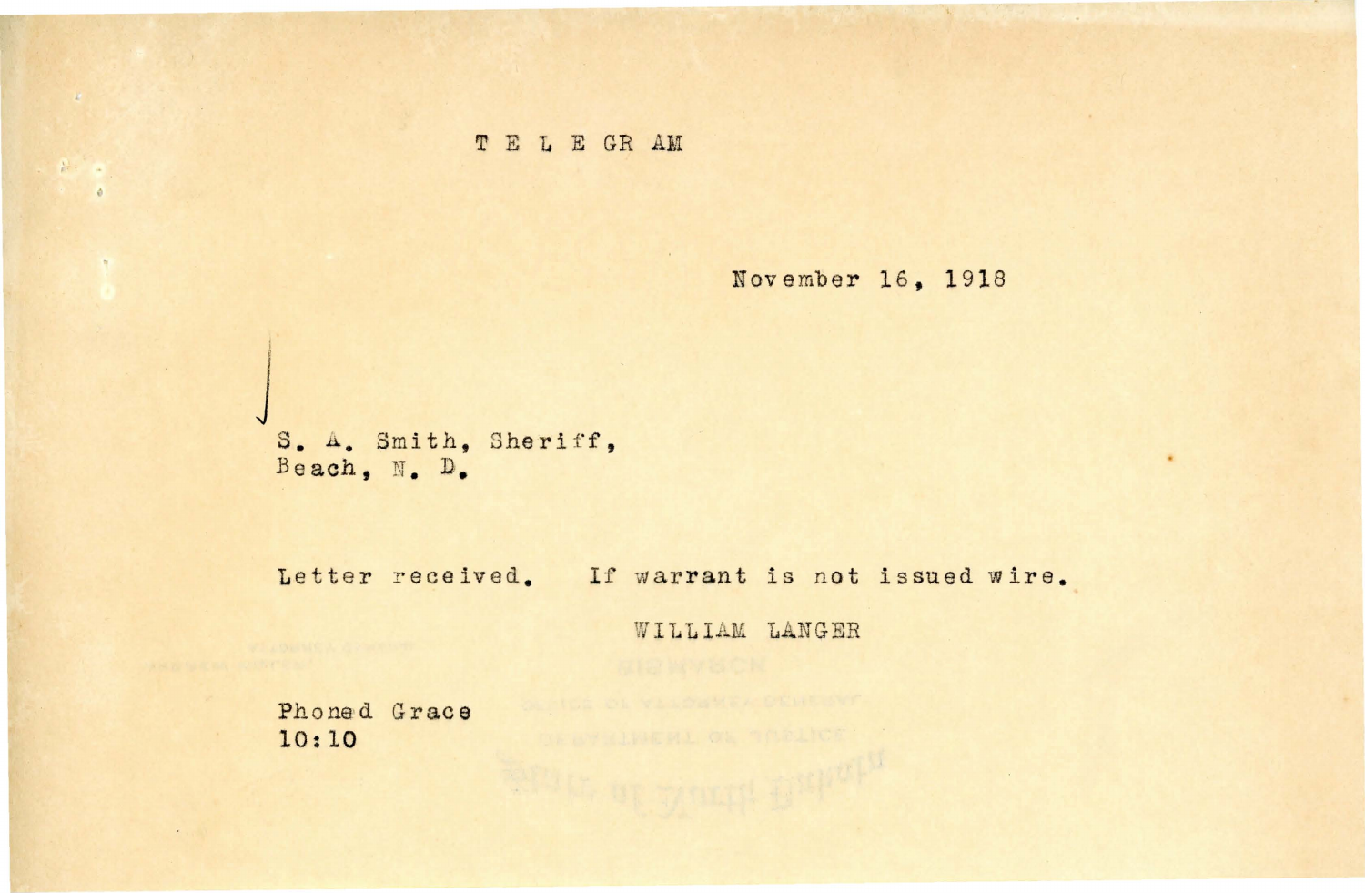T E L E GR AM

November 16, 1918

S. A. Smith, Sheriff,
Beach, N. D.

Letter received. If warrant is not issued wire.

WILLIAM LANGER

Phoned Grace
10:10